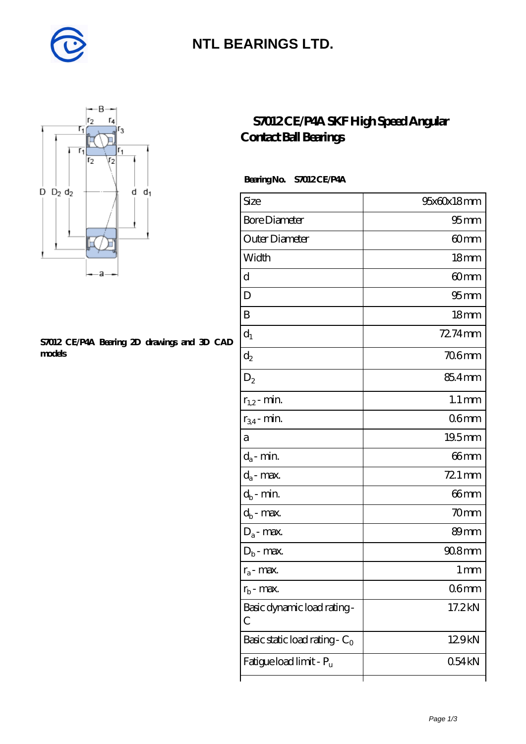# NTL BEARINGS LTD.

## S7012 CE/P4A SKF High Speed Angular Contact Ball Bearings

**Bearing No. S7012 CE/P4A**

S7012 CE/P4A Bearing 2D drawings and 3D CAD models

| Size | 95x60x18 mm |
|---|---|
| Bore Diameter | 95 mm |
| Outer Diameter | 60 mm |
| Width | 18 mm |
| d | 60 mm |
| D | 95 mm |
| B | 18 mm |
| $d_1$ | 72.74 mm |
| $d_2$ | 70.6 mm |
| $D_2$ | 85.4 mm |
| $r_{1,2}$ - min. | 1.1 mm |
| $r_{3,4}$ - min. | 0.6 mm |
| a | 19.5 mm |
| $d_a$ - min. | 66 mm |
| $d_a$ - max. | 72.1 mm |
| $d_b$ - min. | 66 mm |
| $d_b$ - max. | 70 mm |
| $D_a$ - max. | 89 mm |
| $D_b$ - max. | 90.8 mm |
| $r_a$ - max. | 1 mm |
| $r_b$ - max. | 0.6 mm |
| Basic dynamic load rating - C | 17.2 kN |
| Basic static load rating - $C_0$ | 12.9 kN |
| Fatigue load limit - $P_u$ | 0.54 kN |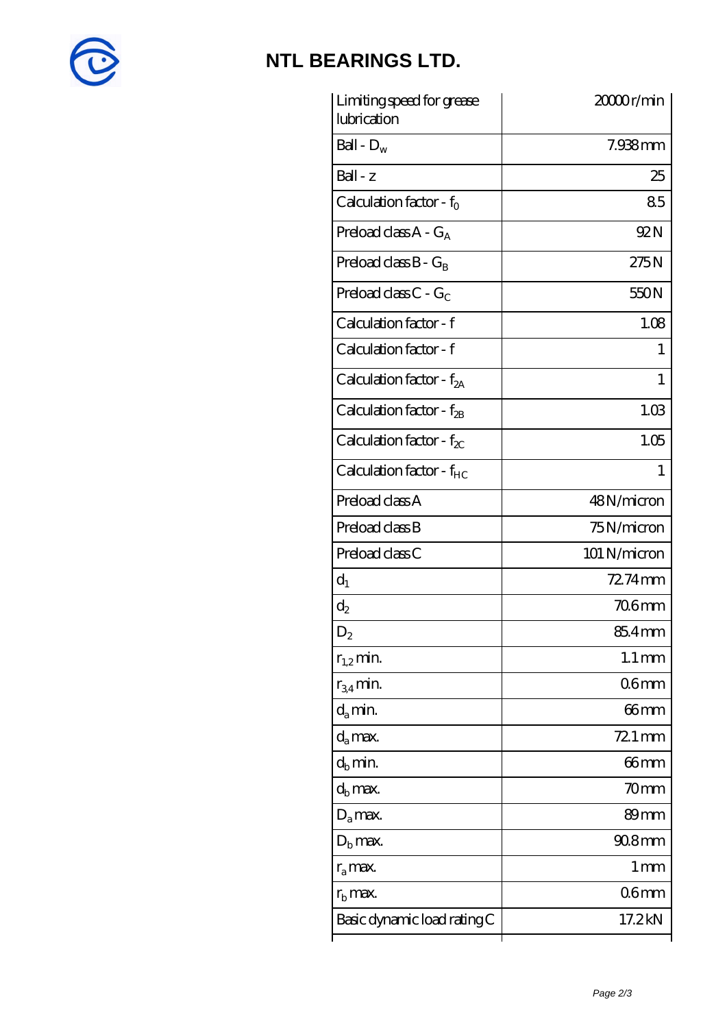# NTL BEARINGS LTD.

| | |
|---|---|
| Limiting speed for grease lubrication | 20000 r/min |
| Ball - $D_w$ | 7.938 mm |
| Ball - z | 25 |
| Calculation factor - $f_0$ | 8.5 |
| Preload class A - $G_A$ | 92 N |
| Preload class B - $G_B$ | 275 N |
| Preload class C - $G_C$ | 550 N |
| Calculation factor - f | 1.08 |
| Calculation factor - f | 1 |
| Calculation factor - $f_{2A}$ | 1 |
| Calculation factor - $f_{2B}$ | 1.03 |
| Calculation factor - $f_{2C}$ | 1.05 |
| Calculation factor - $f_{HC}$ | 1 |
| Preload class A | 48 N/micron |
| Preload class B | 75 N/micron |
| Preload class C | 101 N/micron |
| $d_1$ | 72.74 mm |
| $d_2$ | 70.6 mm |
| $D_2$ | 85.4 mm |
| $r_{1,2}$ min. | 1.1 mm |
| $r_{3,4}$ min. | 0.6 mm |
| $d_a$ min. | 66 mm |
| $d_a$ max. | 72.1 mm |
| $d_b$ min. | 66 mm |
| $d_b$ max. | 70 mm |
| $D_a$ max. | 89 mm |
| $D_b$ max. | 90.8 mm |
| $r_a$ max. | 1 mm |
| $r_b$ max. | 0.6 mm |
| Basic dynamic load rating C | 17.2 kN |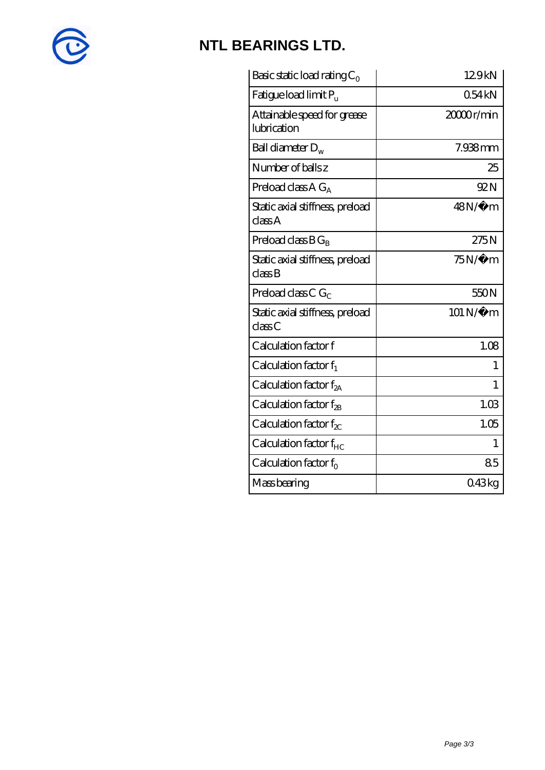# NTL BEARINGS LTD.

| | |
|---|---|
| Basic static load rating $C_0$ | 12.9 kN |
| Fatigue load limit $P_u$ | 0.54 kN |
| Attainable speed for grease lubrication | 20000 r/min |
| Ball diameter $D_w$ | 7.938 mm |
| Number of balls z | 25 |
| Preload class A $G_A$ | 92 N |
| Static axial stiffness, preload class A | 48 N/�m |
| Preload class B $G_B$ | 275 N |
| Static axial stiffness, preload class B | 75 N/�m |
| Preload class C $G_C$ | 550 N |
| Static axial stiffness, preload class C | 101 N/�m |
| Calculation factor f | 1.08 |
| Calculation factor $f_1$ | 1 |
| Calculation factor $f_{2A}$ | 1 |
| Calculation factor $f_{2B}$ | 1.03 |
| Calculation factor $f_{2C}$ | 1.05 |
| Calculation factor $f_{HC}$ | 1 |
| Calculation factor $f_0$ | 8.5 |
| Mass bearing | 0.43 kg |